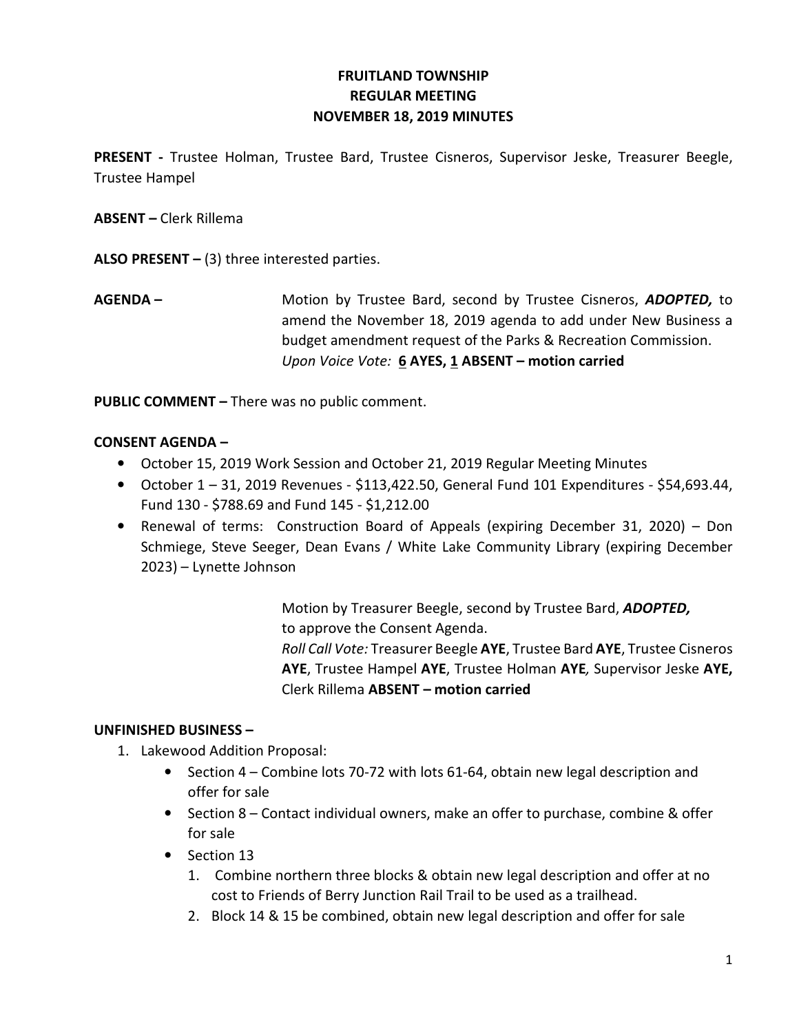**FRUITLAND TOWNSHIP**
**REGULAR MEETING**
**NOVEMBER 18, 2019 MINUTES**

**PRESENT -** Trustee Holman, Trustee Bard, Trustee Cisneros, Supervisor Jeske, Treasurer Beegle, Trustee Hampel

**ABSENT –** Clerk Rillema

**ALSO PRESENT –** (3) three interested parties.

**AGENDA –** Motion by Trustee Bard, second by Trustee Cisneros, ***ADOPTED,*** to amend the November 18, 2019 agenda to add under New Business a budget amendment request of the Parks & Recreation Commission.
*Upon Voice Vote:* **6 AYES, 1 ABSENT – motion carried**

**PUBLIC COMMENT –** There was no public comment.

**CONSENT AGENDA –**

- October 15, 2019 Work Session and October 21, 2019 Regular Meeting Minutes
- October 1 – 31, 2019 Revenues - $113,422.50, General Fund 101 Expenditures - $54,693.44, Fund 130 - $788.69 and Fund 145 - $1,212.00
- Renewal of terms: Construction Board of Appeals (expiring December 31, 2020) – Don Schmiege, Steve Seeger, Dean Evans / White Lake Community Library (expiring December 2023) – Lynette Johnson

Motion by Treasurer Beegle, second by Trustee Bard, ***ADOPTED,*** to approve the Consent Agenda.
*Roll Call Vote:* Treasurer Beegle **AYE**, Trustee Bard **AYE**, Trustee Cisneros **AYE**, Trustee Hampel **AYE**, Trustee Holman **AYE***,* Supervisor Jeske **AYE,** Clerk Rillema **ABSENT – motion carried**

**UNFINISHED BUSINESS –**

1. Lakewood Addition Proposal:
   - Section 4 – Combine lots 70-72 with lots 61-64, obtain new legal description and offer for sale
   - Section 8 – Contact individual owners, make an offer to purchase, combine & offer for sale
   - Section 13
     1. Combine northern three blocks & obtain new legal description and offer at no cost to Friends of Berry Junction Rail Trail to be used as a trailhead.
     2. Block 14 & 15 be combined, obtain new legal description and offer for sale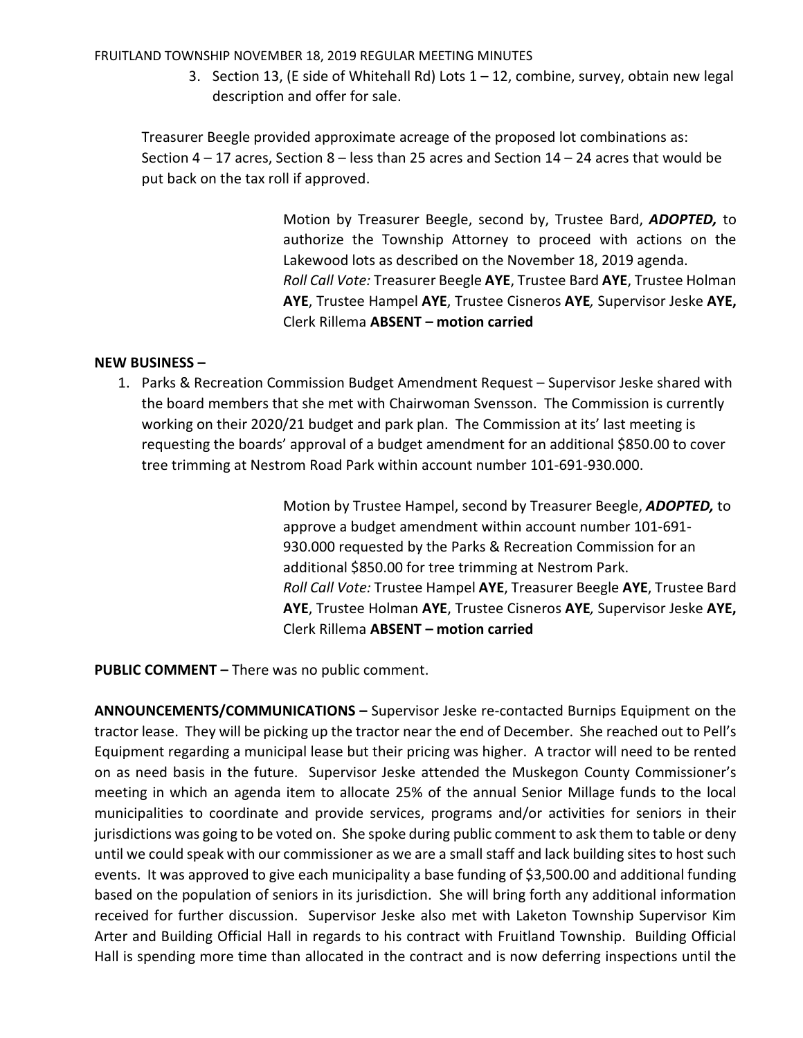3. Section 13, (E side of Whitehall Rd) Lots 1 – 12, combine, survey, obtain new legal description and offer for sale.

Treasurer Beegle provided approximate acreage of the proposed lot combinations as: Section 4 – 17 acres, Section 8 – less than 25 acres and Section 14 – 24 acres that would be put back on the tax roll if approved.

> Motion by Treasurer Beegle, second by, Trustee Bard, ***ADOPTED,*** to authorize the Township Attorney to proceed with actions on the Lakewood lots as described on the November 18, 2019 agenda.
> *Roll Call Vote:* Treasurer Beegle **AYE**, Trustee Bard **AYE**, Trustee Holman **AYE**, Trustee Hampel **AYE**, Trustee Cisneros **AYE***,* Supervisor Jeske **AYE,** Clerk Rillema **ABSENT – motion carried**

**NEW BUSINESS –**

1. Parks & Recreation Commission Budget Amendment Request – Supervisor Jeske shared with the board members that she met with Chairwoman Svensson. The Commission is currently working on their 2020/21 budget and park plan. The Commission at its' last meeting is requesting the boards' approval of a budget amendment for an additional $850.00 to cover tree trimming at Nestrom Road Park within account number 101-691-930.000.

> Motion by Trustee Hampel, second by Treasurer Beegle, ***ADOPTED,*** to approve a budget amendment within account number 101-691-930.000 requested by the Parks & Recreation Commission for an additional $850.00 for tree trimming at Nestrom Park.
> *Roll Call Vote:* Trustee Hampel **AYE**, Treasurer Beegle **AYE**, Trustee Bard **AYE**, Trustee Holman **AYE**, Trustee Cisneros **AYE***,* Supervisor Jeske **AYE,** Clerk Rillema **ABSENT – motion carried**

**PUBLIC COMMENT –** There was no public comment.

**ANNOUNCEMENTS/COMMUNICATIONS –** Supervisor Jeske re-contacted Burnips Equipment on the tractor lease. They will be picking up the tractor near the end of December. She reached out to Pell's Equipment regarding a municipal lease but their pricing was higher. A tractor will need to be rented on as need basis in the future. Supervisor Jeske attended the Muskegon County Commissioner's meeting in which an agenda item to allocate 25% of the annual Senior Millage funds to the local municipalities to coordinate and provide services, programs and/or activities for seniors in their jurisdictions was going to be voted on. She spoke during public comment to ask them to table or deny until we could speak with our commissioner as we are a small staff and lack building sites to host such events. It was approved to give each municipality a base funding of $3,500.00 and additional funding based on the population of seniors in its jurisdiction. She will bring forth any additional information received for further discussion. Supervisor Jeske also met with Laketon Township Supervisor Kim Arter and Building Official Hall in regards to his contract with Fruitland Township. Building Official Hall is spending more time than allocated in the contract and is now deferring inspections until the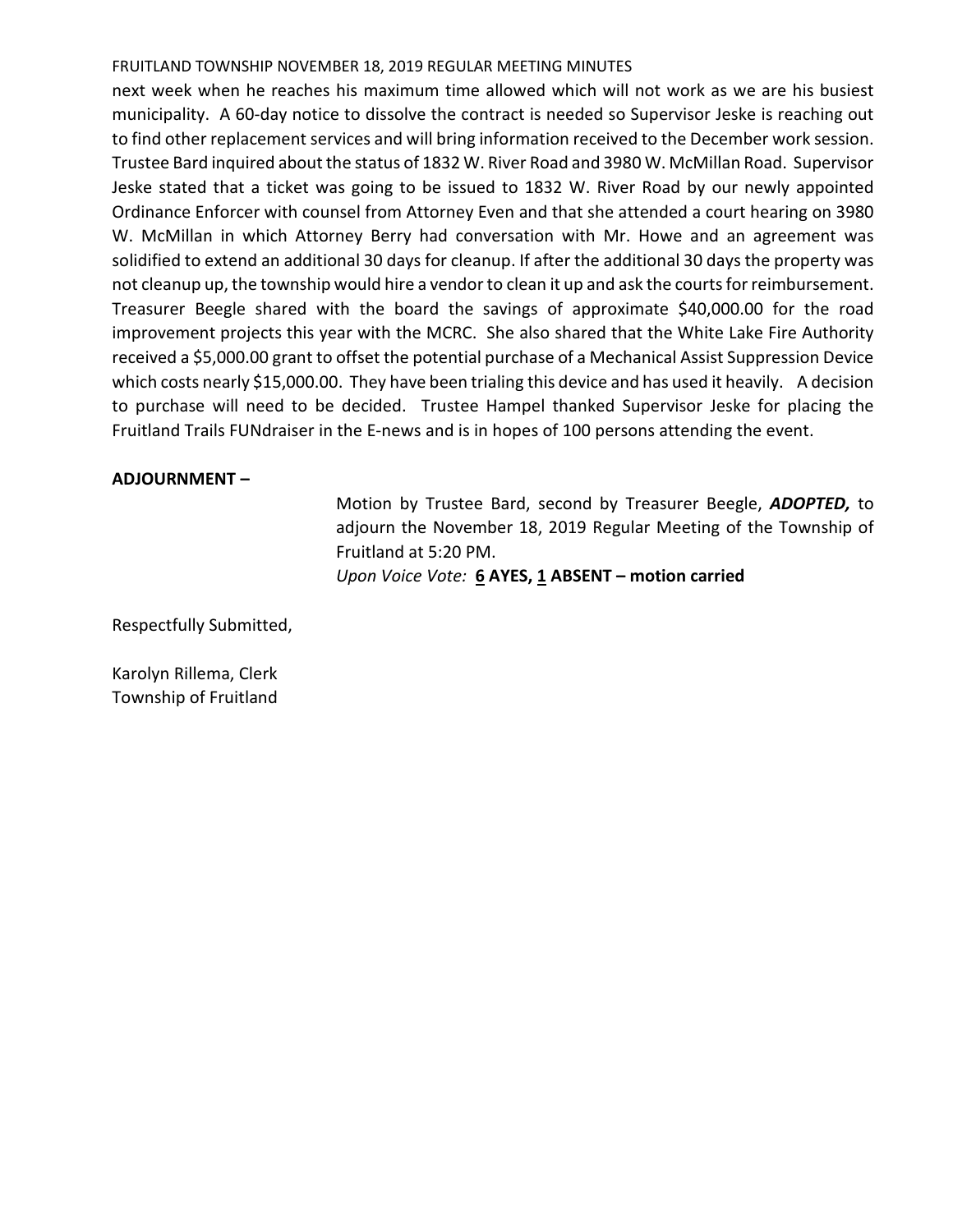next week when he reaches his maximum time allowed which will not work as we are his busiest municipality. A 60-day notice to dissolve the contract is needed so Supervisor Jeske is reaching out to find other replacement services and will bring information received to the December work session. Trustee Bard inquired about the status of 1832 W. River Road and 3980 W. McMillan Road. Supervisor Jeske stated that a ticket was going to be issued to 1832 W. River Road by our newly appointed Ordinance Enforcer with counsel from Attorney Even and that she attended a court hearing on 3980 W. McMillan in which Attorney Berry had conversation with Mr. Howe and an agreement was solidified to extend an additional 30 days for cleanup. If after the additional 30 days the property was not cleanup up, the township would hire a vendor to clean it up and ask the courts for reimbursement. Treasurer Beegle shared with the board the savings of approximate $40,000.00 for the road improvement projects this year with the MCRC. She also shared that the White Lake Fire Authority received a $5,000.00 grant to offset the potential purchase of a Mechanical Assist Suppression Device which costs nearly $15,000.00. They have been trialing this device and has used it heavily. A decision to purchase will need to be decided. Trustee Hampel thanked Supervisor Jeske for placing the Fruitland Trails FUNdraiser in the E-news and is in hopes of 100 persons attending the event.

**ADJOURNMENT –**

Motion by Trustee Bard, second by Treasurer Beegle, ***ADOPTED,*** to adjourn the November 18, 2019 Regular Meeting of the Township of Fruitland at 5:20 PM.
*Upon Voice Vote:* **6 AYES, 1 ABSENT – motion carried**

Respectfully Submitted,

Karolyn Rillema, Clerk
Township of Fruitland